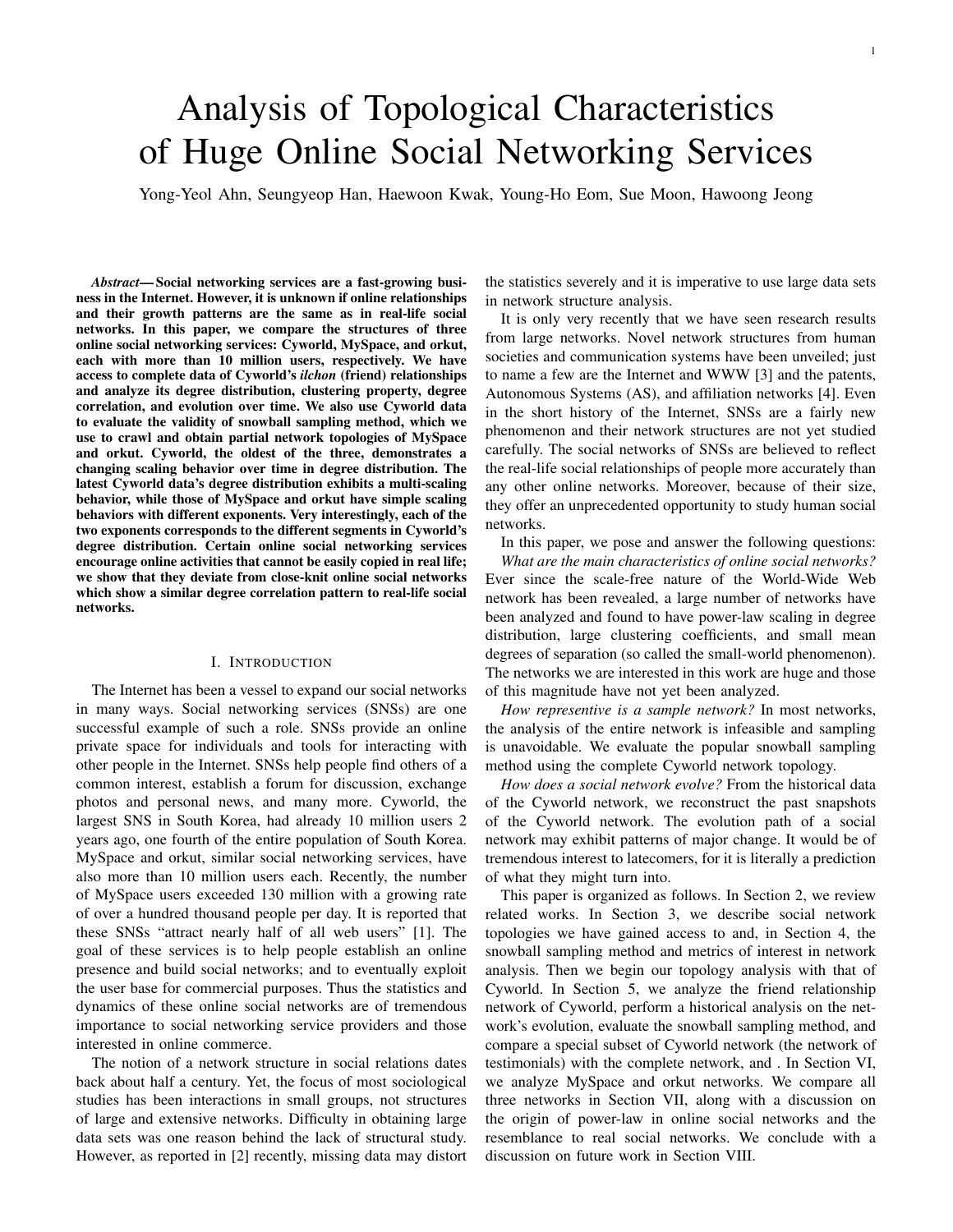# Analysis of Topological Characteristics of Huge Online Social Networking Services

Yong-Yeol Ahn, Seungyeop Han, Haewoon Kwak, Young-Ho Eom, Sue Moon, Hawoong Jeong

***Abstract*— Social networking services are a fast-growing business in the Internet. However, it is unknown if online relationships and their growth patterns are the same as in real-life social networks. In this paper, we compare the structures of three online social networking services: Cyworld, MySpace, and orkut, each with more than 10 million users, respectively. We have access to complete data of Cyworld's *ilchon* (friend) relationships and analyze its degree distribution, clustering property, degree correlation, and evolution over time. We also use Cyworld data to evaluate the validity of snowball sampling method, which we use to crawl and obtain partial network topologies of MySpace and orkut. Cyworld, the oldest of the three, demonstrates a changing scaling behavior over time in degree distribution. The latest Cyworld data's degree distribution exhibits a multi-scaling behavior, while those of MySpace and orkut have simple scaling behaviors with different exponents. Very interestingly, each of the two exponents corresponds to the different segments in Cyworld's degree distribution. Certain online social networking services encourage online activities that cannot be easily copied in real life; we show that they deviate from close-knit online social networks which show a similar degree correlation pattern to real-life social networks.**

## I. Introduction

The Internet has been a vessel to expand our social networks in many ways. Social networking services (SNSs) are one successful example of such a role. SNSs provide an online private space for individuals and tools for interacting with other people in the Internet. SNSs help people find others of a common interest, establish a forum for discussion, exchange photos and personal news, and many more. Cyworld, the largest SNS in South Korea, had already 10 million users 2 years ago, one fourth of the entire population of South Korea. MySpace and orkut, similar social networking services, have also more than 10 million users each. Recently, the number of MySpace users exceeded 130 million with a growing rate of over a hundred thousand people per day. It is reported that these SNSs "attract nearly half of all web users" [1]. The goal of these services is to help people establish an online presence and build social networks; and to eventually exploit the user base for commercial purposes. Thus the statistics and dynamics of these online social networks are of tremendous importance to social networking service providers and those interested in online commerce.

The notion of a network structure in social relations dates back about half a century. Yet, the focus of most sociological studies has been interactions in small groups, not structures of large and extensive networks. Difficulty in obtaining large data sets was one reason behind the lack of structural study. However, as reported in [2] recently, missing data may distort the statistics severely and it is imperative to use large data sets in network structure analysis.

It is only very recently that we have seen research results from large networks. Novel network structures from human societies and communication systems have been unveiled; just to name a few are the Internet and WWW [3] and the patents, Autonomous Systems (AS), and affiliation networks [4]. Even in the short history of the Internet, SNSs are a fairly new phenomenon and their network structures are not yet studied carefully. The social networks of SNSs are believed to reflect the real-life social relationships of people more accurately than any other online networks. Moreover, because of their size, they offer an unprecedented opportunity to study human social networks.

In this paper, we pose and answer the following questions:

*What are the main characteristics of online social networks?* Ever since the scale-free nature of the World-Wide Web network has been revealed, a large number of networks have been analyzed and found to have power-law scaling in degree distribution, large clustering coefficients, and small mean degrees of separation (so called the small-world phenomenon). The networks we are interested in this work are huge and those of this magnitude have not yet been analyzed.

*How representive is a sample network?* In most networks, the analysis of the entire network is infeasible and sampling is unavoidable. We evaluate the popular snowball sampling method using the complete Cyworld network topology.

*How does a social network evolve?* From the historical data of the Cyworld network, we reconstruct the past snapshots of the Cyworld network. The evolution path of a social network may exhibit patterns of major change. It would be of tremendous interest to latecomers, for it is literally a prediction of what they might turn into.

This paper is organized as follows. In Section 2, we review related works. In Section 3, we describe social network topologies we have gained access to and, in Section 4, the snowball sampling method and metrics of interest in network analysis. Then we begin our topology analysis with that of Cyworld. In Section 5, we analyze the friend relationship network of Cyworld, perform a historical analysis on the network's evolution, evaluate the snowball sampling method, and compare a special subset of Cyworld network (the network of testimonials) with the complete network, and . In Section VI, we analyze MySpace and orkut networks. We compare all three networks in Section VII, along with a discussion on the origin of power-law in online social networks and the resemblance to real social networks. We conclude with a discussion on future work in Section VIII.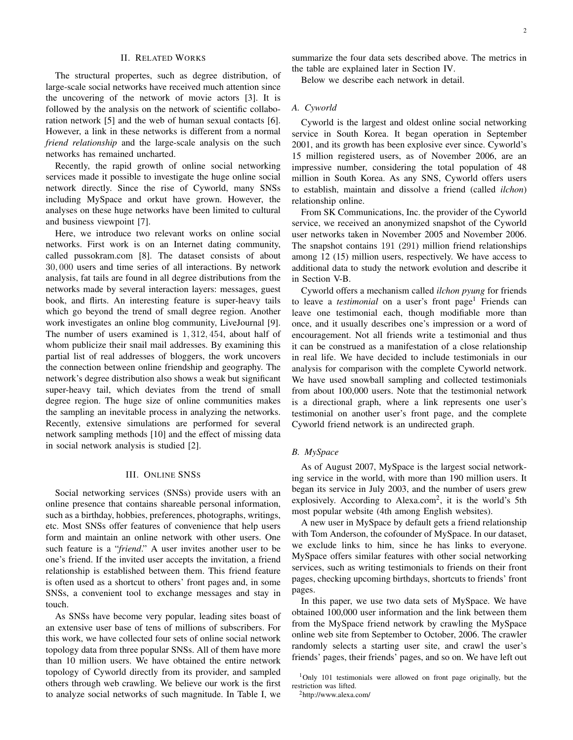## II. Related Works

The structural propertes, such as degree distribution, of large-scale social networks have received much attention since the uncovering of the network of movie actors [3]. It is followed by the analysis on the network of scientific collaboration network [5] and the web of human sexual contacts [6]. However, a link in these networks is different from a normal *friend relationship* and the large-scale analysis on the such networks has remained uncharted.

Recently, the rapid growth of online social networking services made it possible to investigate the huge online social network directly. Since the rise of Cyworld, many SNSs including MySpace and orkut have grown. However, the analyses on these huge networks have been limited to cultural and business viewpoint [7].

Here, we introduce two relevant works on online social networks. First work is on an Internet dating community, called pussokram.com [8]. The dataset consists of about 30,000 users and time series of all interactions. By network analysis, fat tails are found in all degree distributions from the networks made by several interaction layers: messages, guest book, and flirts. An interesting feature is super-heavy tails which go beyond the trend of small degree region. Another work investigates an online blog community, LiveJournal [9]. The number of users examined is 1,312,454, about half of whom publicize their snail mail addresses. By examining this partial list of real addresses of bloggers, the work uncovers the connection between online friendship and geography. The network's degree distribution also shows a weak but significant super-heavy tail, which deviates from the trend of small degree region. The huge size of online communities makes the sampling an inevitable process in analyzing the networks. Recently, extensive simulations are performed for several network sampling methods [10] and the effect of missing data in social network analysis is studied [2].

## III. Online SNSs

Social networking services (SNSs) provide users with an online presence that contains shareable personal information, such as a birthday, hobbies, preferences, photographs, writings, etc. Most SNSs offer features of convenience that help users form and maintain an online network with other users. One such feature is a "*friend*." A user invites another user to be one's friend. If the invited user accepts the invitation, a friend relationship is established between them. This friend feature is often used as a shortcut to others' front pages and, in some SNSs, a convenient tool to exchange messages and stay in touch.

As SNSs have become very popular, leading sites boast of an extensive user base of tens of millions of subscribers. For this work, we have collected four sets of online social network topology data from three popular SNSs. All of them have more than 10 million users. We have obtained the entire network topology of Cyworld directly from its provider, and sampled others through web crawling. We believe our work is the first to analyze social networks of such magnitude. In Table I, we summarize the four data sets described above. The metrics in the table are explained later in Section IV.

Below we describe each network in detail.

### A. Cyworld

Cyworld is the largest and oldest online social networking service in South Korea. It began operation in September 2001, and its growth has been explosive ever since. Cyworld's 15 million registered users, as of November 2006, are an impressive number, considering the total population of 48 million in South Korea. As any SNS, Cyworld offers users to establish, maintain and dissolve a friend (called *ilchon*) relationship online.

From SK Communications, Inc. the provider of the Cyworld service, we received an anonymized snapshot of the Cyworld user networks taken in November 2005 and November 2006. The snapshot contains 191 (291) million friend relationships among 12 (15) million users, respectively. We have access to additional data to study the network evolution and describe it in Section V-B.

Cyworld offers a mechanism called *ilchon pyung* for friends to leave a *testimonial* on a user's front page[1] Friends can leave one testimonial each, though modifiable more than once, and it usually describes one's impression or a word of encouragement. Not all friends write a testimonial and thus it can be construed as a manifestation of a close relationship in real life. We have decided to include testimonials in our analysis for comparison with the complete Cyworld network. We have used snowball sampling and collected testimonials from about 100,000 users. Note that the testimonial network is a directional graph, where a link represents one user's testimonial on another user's front page, and the complete Cyworld friend network is an undirected graph.

### B. MySpace

As of August 2007, MySpace is the largest social networking service in the world, with more than 190 million users. It began its service in July 2003, and the number of users grew explosively. According to Alexa.com[2], it is the world's 5th most popular website (4th among English websites).

A new user in MySpace by default gets a friend relationship with Tom Anderson, the cofounder of MySpace. In our dataset, we exclude links to him, since he has links to everyone. MySpace offers similar features with other social networking services, such as writing testimonials to friends on their front pages, checking upcoming birthdays, shortcuts to friends' front pages.

In this paper, we use two data sets of MySpace. We have obtained 100,000 user information and the link between them from the MySpace friend network by crawling the MySpace online web site from September to October, 2006. The crawler randomly selects a starting user site, and crawl the user's friends' pages, their friends' pages, and so on. We have left out

[1] Only 101 testimonials were allowed on front page originally, but the restriction was lifted.

[2] http://www.alexa.com/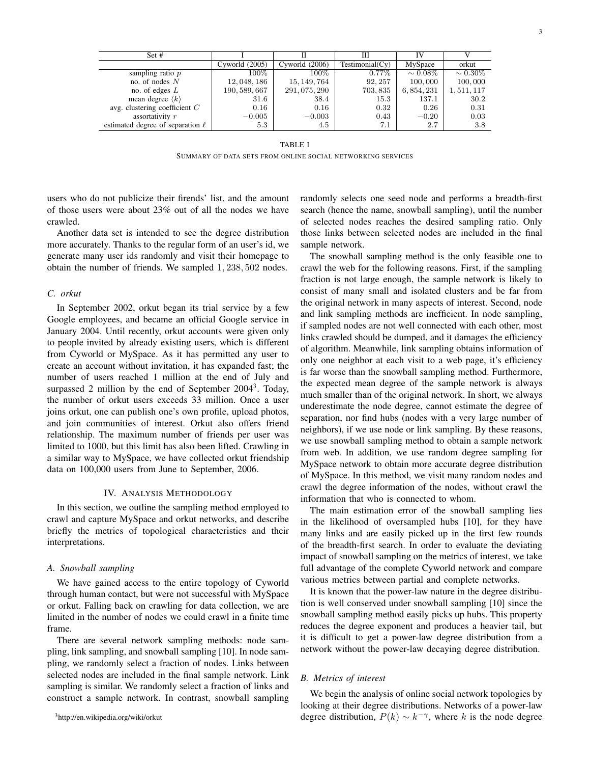| Set # | I | II | III | IV | V |
|---|---|---|---|---|---|
| | Cyworld (2005) | Cyworld (2006) | Testimonial(Cy) | MySpace | orkut |
| sampling ratio $p$ | $100\%$ | $100\%$ | $0.77\%$ | $\sim 0.08\%$ | $\sim 0.30\%$ |
| no. of nodes $N$ | $12,048,186$ | $15,149,764$ | $92,257$ | $100,000$ | $100,000$ |
| no. of edges $L$ | $190,589,667$ | $291,075,290$ | $703,835$ | $6,854,231$ | $1,511,117$ |
| mean degree $\langle k \rangle$ | $31.6$ | $38.4$ | $15.3$ | $137.1$ | $30.2$ |
| avg. clustering coefficient $C$ | $0.16$ | $0.16$ | $0.32$ | $0.26$ | $0.31$ |
| assortativity $r$ | $-0.005$ | $-0.003$ | $0.43$ | $-0.20$ | $0.03$ |
| estimated degree of separation $\ell$ | $5.3$ | $4.5$ | $7.1$ | $2.7$ | $3.8$ |

TABLE I

SUMMARY OF DATA SETS FROM ONLINE SOCIAL NETWORKING SERVICES

users who do not publicize their firends' list, and the amount of those users were about 23% out of all the nodes we have crawled.

Another data set is intended to see the degree distribution more accurately. Thanks to the regular form of an user's id, we generate many user ids randomly and visit their homepage to obtain the number of friends. We sampled $1,238,502$ nodes.

### C. orkut

In September 2002, orkut began its trial service by a few Google employees, and became an official Google service in January 2004. Until recently, orkut accounts were given only to people invited by already existing users, which is different from Cyworld or MySpace. As it has permitted any user to create an account without invitation, it has expanded fast; the number of users reached 1 million at the end of July and surpassed 2 million by the end of September 2004[3]. Today, the number of orkut users exceeds 33 million. Once a user joins orkut, one can publish one's own profile, upload photos, and join communities of interest. Orkut also offers friend relationship. The maximum number of friends per user was limited to 1000, but this limit has also been lifted. Crawling in a similar way to MySpace, we have collected orkut friendship data on 100,000 users from June to September, 2006.

## IV. Analysis Methodology

In this section, we outline the sampling method employed to crawl and capture MySpace and orkut networks, and describe briefly the metrics of topological characteristics and their interpretations.

### A. Snowball sampling

We have gained access to the entire topology of Cyworld through human contact, but were not successful with MySpace or orkut. Falling back on crawling for data collection, we are limited in the number of nodes we could crawl in a finite time frame.

There are several network sampling methods: node sampling, link sampling, and snowball sampling [10]. In node sampling, we randomly select a fraction of nodes. Links between selected nodes are included in the final sample network. Link sampling is similar. We randomly select a fraction of links and construct a sample network. In contrast, snowball sampling randomly selects one seed node and performs a breadth-first search (hence the name, snowball sampling), until the number of selected nodes reaches the desired sampling ratio. Only those links between selected nodes are included in the final sample network.

The snowball sampling method is the only feasible one to crawl the web for the following reasons. First, if the sampling fraction is not large enough, the sample network is likely to consist of many small and isolated clusters and be far from the original network in many aspects of interest. Second, node and link sampling methods are inefficient. In node sampling, if sampled nodes are not well connected with each other, most links crawled should be dumped, and it damages the efficiency of algorithm. Meanwhile, link sampling obtains information of only one neighbor at each visit to a web page, it's efficiency is far worse than the snowball sampling method. Furthermore, the expected mean degree of the sample network is always much smaller than of the original network. In short, we always underestimate the node degree, cannot estimate the degree of separation, nor find hubs (nodes with a very large number of neighbors), if we use node or link sampling. By these reasons, we use snowball sampling method to obtain a sample network from web. In addition, we use random degree sampling for MySpace network to obtain more accurate degree distribution of MySpace. In this method, we visit many random nodes and crawl the degree information of the nodes, without crawl the information that who is connected to whom.

The main estimation error of the snowball sampling lies in the likelihood of oversampled hubs [10], for they have many links and are easily picked up in the first few rounds of the breadth-first search. In order to evaluate the deviating impact of snowball sampling on the metrics of interest, we take full advantage of the complete Cyworld network and compare various metrics between partial and complete networks.

It is known that the power-law nature in the degree distribution is well conserved under snowball sampling [10] since the snowball sampling method easily picks up hubs. This property reduces the degree exponent and produces a heavier tail, but it is difficult to get a power-law degree distribution from a network without the power-law decaying degree distribution.

### B. Metrics of interest

We begin the analysis of online social network topologies by looking at their degree distributions. Networks of a power-law degree distribution, $P(k) \sim k^{-\gamma}$, where $k$ is the node degree

[3]http://en.wikipedia.org/wiki/orkut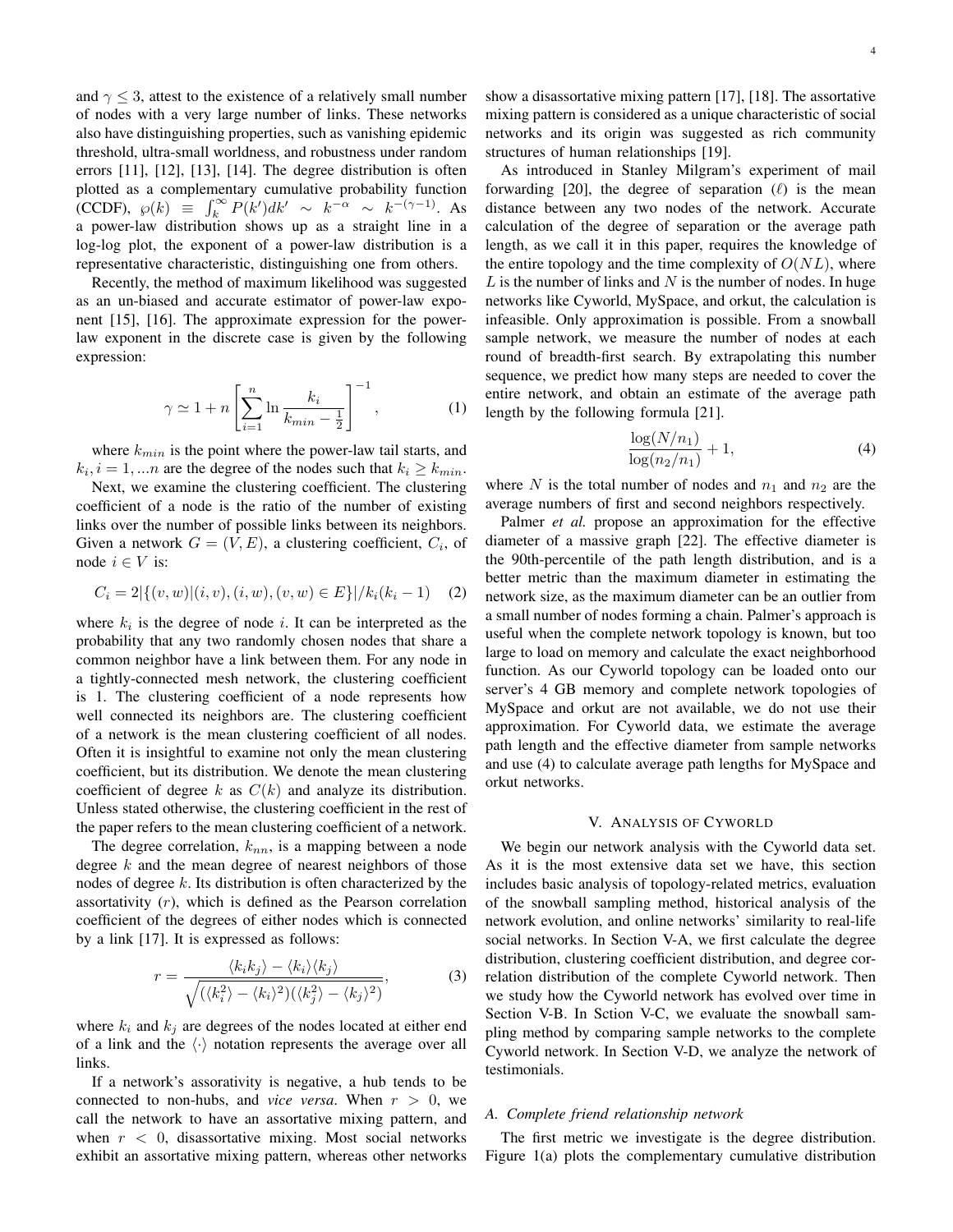and $\gamma \leq 3$, attest to the existence of a relatively small number of nodes with a very large number of links. These networks also have distinguishing properties, such as vanishing epidemic threshold, ultra-small worldness, and robustness under random errors [11], [12], [13], [14]. The degree distribution is often plotted as a complementary cumulative probability function (CCDF), $\wp(k) \equiv \int_k^\infty P(k')dk' \sim k^{-\alpha} \sim k^{-(\gamma-1)}$. As a power-law distribution shows up as a straight line in a log-log plot, the exponent of a power-law distribution is a representative characteristic, distinguishing one from others.

Recently, the method of maximum likelihood was suggested as an un-biased and accurate estimator of power-law exponent [15], [16]. The approximate expression for the power-law exponent in the discrete case is given by the following expression:

$$\gamma \simeq 1 + n \left[ \sum_{i=1}^{n} \ln \frac{k_i}{k_{min} - \frac{1}{2}} \right]^{-1}, \tag{1}$$

where $k_{min}$ is the point where the power-law tail starts, and $k_i, i = 1, ...n$ are the degree of the nodes such that $k_i \geq k_{min}$.

Next, we examine the clustering coefficient. The clustering coefficient of a node is the ratio of the number of existing links over the number of possible links between its neighbors. Given a network $G = (V, E)$, a clustering coefficient, $C_i$, of node $i \in V$ is:

$$C_i = 2|\{(v,w)|(i,v),(i,w),(v,w) \in E\}|/k_i(k_i - 1) \tag{2}$$

where $k_i$ is the degree of node $i$. It can be interpreted as the probability that any two randomly chosen nodes that share a common neighbor have a link between them. For any node in a tightly-connected mesh network, the clustering coefficient is 1. The clustering coefficient of a node represents how well connected its neighbors are. The clustering coefficient of a network is the mean clustering coefficient of all nodes. Often it is insightful to examine not only the mean clustering coefficient, but its distribution. We denote the mean clustering coefficient of degree $k$ as $C(k)$ and analyze its distribution. Unless stated otherwise, the clustering coefficient in the rest of the paper refers to the mean clustering coefficient of a network.

The degree correlation, $k_{nn}$, is a mapping between a node degree $k$ and the mean degree of nearest neighbors of those nodes of degree $k$. Its distribution is often characterized by the assortativity ($r$), which is defined as the Pearson correlation coefficient of the degrees of either nodes which is connected by a link [17]. It is expressed as follows:

$$r = \frac{\langle k_i k_j \rangle - \langle k_i \rangle \langle k_j \rangle}{\sqrt{(\langle k_i^2 \rangle - \langle k_i \rangle^2)(\langle k_j^2 \rangle - \langle k_j \rangle^2)}}, \tag{3}$$

where $k_i$ and $k_j$ are degrees of the nodes located at either end of a link and the $\langle \cdot \rangle$ notation represents the average over all links.

If a network's assoravity is negative, a hub tends to be connected to non-hubs, and *vice versa*. When $r > 0$, we call the network to have an assortative mixing pattern, and when $r < 0$, disassortative mixing. Most social networks exhibit an assortative mixing pattern, whereas other networks show a disassortative mixing pattern [17], [18]. The assortative mixing pattern is considered as a unique characteristic of social networks and its origin was suggested as rich community structures of human relationships [19].

As introduced in Stanley Milgram's experiment of mail forwarding [20], the degree of separation ($\ell$) is the mean distance between any two nodes of the network. Accurate calculation of the degree of separation or the average path length, as we call it in this paper, requires the knowledge of the entire topology and the time complexity of $O(NL)$, where $L$ is the number of links and $N$ is the number of nodes. In huge networks like Cyworld, MySpace, and orkut, the calculation is infeasible. Only approximation is possible. From a snowball sample network, we measure the number of nodes at each round of breadth-first search. By extrapolating this number sequence, we predict how many steps are needed to cover the entire network, and obtain an estimate of the average path length by the following formula [21].

$$\frac{\log(N/n_1)}{\log(n_2/n_1)} + 1, \tag{4}$$

where $N$ is the total number of nodes and $n_1$ and $n_2$ are the average numbers of first and second neighbors respectively.

Palmer *et al.* propose an approximation for the effective diameter of a massive graph [22]. The effective diameter is the 90th-percentile of the path length distribution, and is a better metric than the maximum diameter in estimating the network size, as the maximum diameter can be an outlier from a small number of nodes forming a chain. Palmer's approach is useful when the complete network topology is known, but too large to load on memory and calculate the exact neighborhood function. As our Cyworld topology can be loaded onto our server's 4 GB memory and complete network topologies of MySpace and orkut are not available, we do not use their approximation. For Cyworld data, we estimate the average path length and the effective diameter from sample networks and use (4) to calculate average path lengths for MySpace and orkut networks.

## V. Analysis of Cyworld

We begin our network analysis with the Cyworld data set. As it is the most extensive data set we have, this section includes basic analysis of topology-related metrics, evaluation of the snowball sampling method, historical analysis of the network evolution, and online networks' similarity to real-life social networks. In Section V-A, we first calculate the degree distribution, clustering coefficient distribution, and degree correlation distribution of the complete Cyworld network. Then we study how the Cyworld network has evolved over time in Section V-B. In Sction V-C, we evaluate the snowball sampling method by comparing sample networks to the complete Cyworld network. In Section V-D, we analyze the network of testimonials.

### A. Complete friend relationship network

The first metric we investigate is the degree distribution. Figure 1(a) plots the complementary cumulative distribution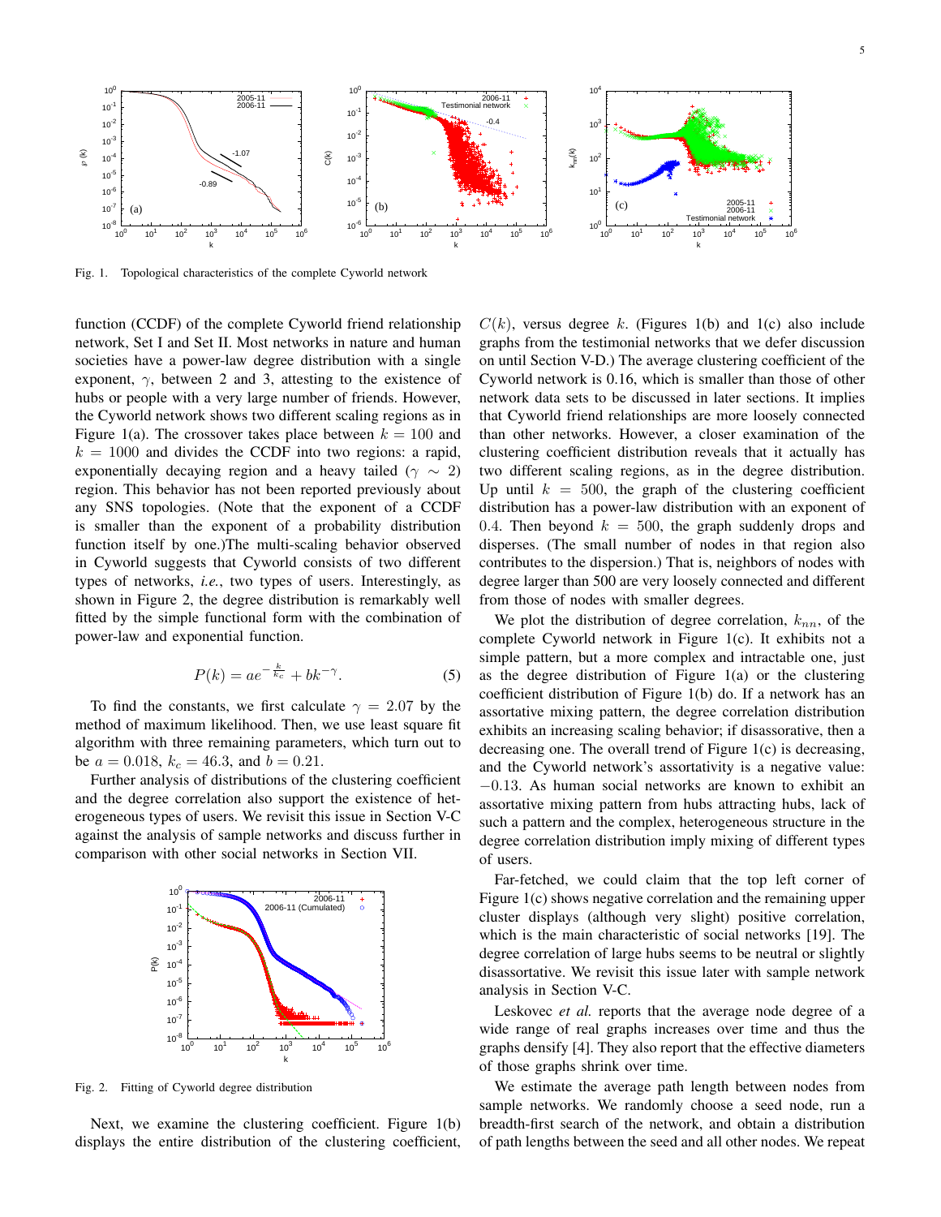Fig. 1. Topological characteristics of the complete Cyworld network

function (CCDF) of the complete Cyworld friend relationship network, Set I and Set II. Most networks in nature and human societies have a power-law degree distribution with a single exponent, $\gamma$, between 2 and 3, attesting to the existence of hubs or people with a very large number of friends. However, the Cyworld network shows two different scaling regions as in Figure 1(a). The crossover takes place between $k = 100$ and $k = 1000$ and divides the CCDF into two regions: a rapid, exponentially decaying region and a heavy tailed ($\gamma \sim 2$) region. This behavior has not been reported previously about any SNS topologies. (Note that the exponent of a CCDF is smaller than the exponent of a probability distribution function itself by one.)The multi-scaling behavior observed in Cyworld suggests that Cyworld consists of two different types of networks, *i.e.*, two types of users. Interestingly, as shown in Figure 2, the degree distribution is remarkably well fitted by the simple functional form with the combination of power-law and exponential function.

$$P(k) = ae^{-\frac{k}{k_c}} + bk^{-\gamma}. \tag{5}$$

To find the constants, we first calculate $\gamma = 2.07$ by the method of maximum likelihood. Then, we use least square fit algorithm with three remaining parameters, which turn out to be $a = 0.018$, $k_c = 46.3$, and $b = 0.21$.

Further analysis of distributions of the clustering coefficient and the degree correlation also support the existence of heterogeneous types of users. We revisit this issue in Section V-C against the analysis of sample networks and discuss further in comparison with other social networks in Section VII.

Fig. 2. Fitting of Cyworld degree distribution

Next, we examine the clustering coefficient. Figure 1(b) displays the entire distribution of the clustering coefficient, $C(k)$, versus degree $k$. (Figures 1(b) and 1(c) also include graphs from the testimonial networks that we defer discussion on until Section V-D.) The average clustering coefficient of the Cyworld network is 0.16, which is smaller than those of other network data sets to be discussed in later sections. It implies that Cyworld friend relationships are more loosely connected than other networks. However, a closer examination of the clustering coefficient distribution reveals that it actually has two different scaling regions, as in the degree distribution. Up until $k = 500$, the graph of the clustering coefficient distribution has a power-law distribution with an exponent of 0.4. Then beyond $k = 500$, the graph suddenly drops and disperses. (The small number of nodes in that region also contributes to the dispersion.) That is, neighbors of nodes with degree larger than 500 are very loosely connected and different from those of nodes with smaller degrees.

We plot the distribution of degree correlation, $k_{nn}$, of the complete Cyworld network in Figure 1(c). It exhibits not a simple pattern, but a more complex and intractable one, just as the degree distribution of Figure 1(a) or the clustering coefficient distribution of Figure 1(b) do. If a network has an assortative mixing pattern, the degree correlation distribution exhibits an increasing scaling behavior; if disassortative, then a decreasing one. The overall trend of Figure 1(c) is decreasing, and the Cyworld network's assortativity is a negative value: $-0.13$. As human social networks are known to exhibit an assortative mixing pattern from hubs attracting hubs, lack of such a pattern and the complex, heterogeneous structure in the degree correlation distribution imply mixing of different types of users.

Far-fetched, we could claim that the top left corner of Figure 1(c) shows negative correlation and the remaining upper cluster displays (although very slight) positive correlation, which is the main characteristic of social networks [19]. The degree correlation of large hubs seems to be neutral or slightly disassortative. We revisit this issue later with sample network analysis in Section V-C.

Leskovec *et al.* reports that the average node degree of a wide range of real graphs increases over time and thus the graphs densify [4]. They also report that the effective diameters of those graphs shrink over time.

We estimate the average path length between nodes from sample networks. We randomly choose a seed node, run a breadth-first search of the network, and obtain a distribution of path lengths between the seed and all other nodes. We repeat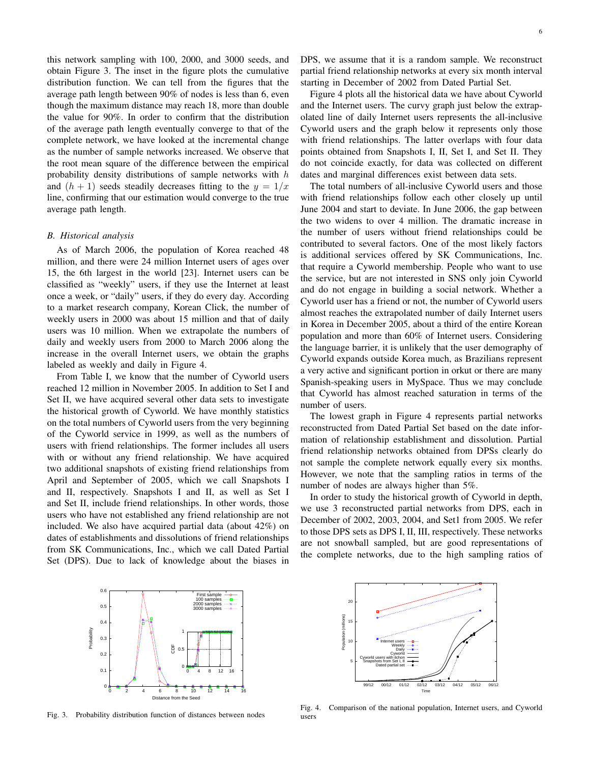this network sampling with 100, 2000, and 3000 seeds, and obtain Figure 3. The inset in the figure plots the cumulative distribution function. We can tell from the figures that the average path length between 90% of nodes is less than 6, even though the maximum distance may reach 18, more than double the value for 90%. In order to confirm that the distribution of the average path length eventually converge to that of the complete network, we have looked at the incremental change as the number of sample networks increased. We observe that the root mean square of the difference between the empirical probability density distributions of sample networks with $h$ and $(h+1)$ seeds steadily decreases fitting to the $y = 1/x$ line, confirming that our estimation would converge to the true average path length.

### B. Historical analysis

As of March 2006, the population of Korea reached 48 million, and there were 24 million Internet users of ages over 15, the 6th largest in the world [23]. Internet users can be classified as "weekly" users, if they use the Internet at least once a week, or "daily" users, if they do every day. According to a market research company, Korean Click, the number of weekly users in 2000 was about 15 million and that of daily users was 10 million. When we extrapolate the numbers of daily and weekly users from 2000 to March 2006 along the increase in the overall Internet users, we obtain the graphs labeled as weekly and daily in Figure 4.

From Table I, we know that the number of Cyworld users reached 12 million in November 2005. In addition to Set I and Set II, we have acquired several other data sets to investigate the historical growth of Cyworld. We have monthly statistics on the total numbers of Cyworld users from the very beginning of the Cyworld service in 1999, as well as the numbers of users with friend relationships. The former includes all users with or without any friend relationship. We have acquired two additional snapshots of existing friend relationships from April and September of 2005, which we call Snapshots I and II, respectively. Snapshots I and II, as well as Set I and Set II, include friend relationships. In other words, those users who have not established any friend relationship are not included. We also have acquired partial data (about 42%) on dates of establishments and dissolutions of friend relationships from SK Communications, Inc., which we call Dated Partial Set (DPS). Due to lack of knowledge about the biases in DPS, we assume that it is a random sample. We reconstruct partial friend relationship networks at every six month interval starting in December of 2002 from Dated Partial Set.

Figure 4 plots all the historical data we have about Cyworld and the Internet users. The curvy graph just below the extrapolated line of daily Internet users represents the all-inclusive Cyworld users and the graph below it represents only those with friend relationships. The latter overlaps with four data points obtained from Snapshots I, II, Set I, and Set II. They do not coincide exactly, for data was collected on different dates and marginal differences exist between data sets.

The total numbers of all-inclusive Cyworld users and those with friend relationships follow each other closely up until June 2004 and start to deviate. In June 2006, the gap between the two widens to over 4 million. The dramatic increase in the number of users without friend relationships could be contributed to several factors. One of the most likely factors is additional services offered by SK Communications, Inc. that require a Cyworld membership. People who want to use the service, but are not interested in SNS only join Cyworld and do not engage in building a social network. Whether a Cyworld user has a friend or not, the number of Cyworld users almost reaches the extrapolated number of daily Internet users in Korea in December 2005, about a third of the entire Korean population and more than 60% of Internet users. Considering the language barrier, it is unlikely that the user demography of Cyworld expands outside Korea much, as Brazilians represent a very active and significant portion in orkut or there are many Spanish-speaking users in MySpace. Thus we may conclude that Cyworld has almost reached saturation in terms of the number of users.

The lowest graph in Figure 4 represents partial networks reconstructed from Dated Partial Set based on the date information of relationship establishment and dissolution. Partial friend relationship networks obtained from DPSs clearly do not sample the complete network equally every six months. However, we note that the sampling ratios in terms of the number of nodes are always higher than 5%.

In order to study the historical growth of Cyworld in depth, we use 3 reconstructed partial networks from DPS, each in December of 2002, 2003, 2004, and Set1 from 2005. We refer to those DPS sets as DPS I, II, III, respectively. These networks are not snowball sampled, but are good representations of the complete networks, due to the high sampling ratios of

Fig. 3. Probability distribution function of distances between nodes

Fig. 4. Comparison of the national population, Internet users, and Cyworld users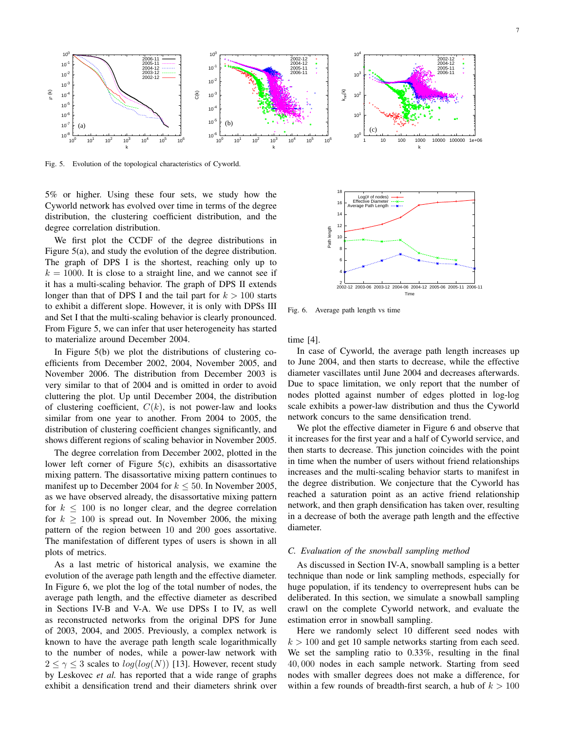Fig. 5. Evolution of the topological characteristics of Cyworld.

5% or higher. Using these four sets, we study how the Cyworld network has evolved over time in terms of the degree distribution, the clustering coefficient distribution, and the degree correlation distribution.

We first plot the CCDF of the degree distributions in Figure 5(a), and study the evolution of the degree distribution. The graph of DPS I is the shortest, reaching only up to $k = 1000$. It is close to a straight line, and we cannot see if it has a multi-scaling behavior. The graph of DPS II extends longer than that of DPS I and the tail part for $k > 100$ starts to exhibit a different slope. However, it is only with DPSs III and Set I that the multi-scaling behavior is clearly pronounced. From Figure 5, we can infer that user heterogeneity has started to materialize around December 2004.

In Figure 5(b) we plot the distributions of clustering coefficients from December 2002, 2004, November 2005, and November 2006. The distribution from December 2003 is very similar to that of 2004 and is omitted in order to avoid cluttering the plot. Up until December 2004, the distribution of clustering coefficient, $C(k)$, is not power-law and looks similar from one year to another. From 2004 to 2005, the distribution of clustering coefficient changes significantly, and shows different regions of scaling behavior in November 2005.

The degree correlation from December 2002, plotted in the lower left corner of Figure 5(c), exhibits an disassortative mixing pattern. The disassortative mixing pattern continues to manifest up to December 2004 for $k \leq 50$. In November 2005, as we have observed already, the disassortative mixing pattern for $k \leq 100$ is no longer clear, and the degree correlation for $k \geq 100$ is spread out. In November 2006, the mixing pattern of the region between 10 and 200 goes assortative. The manifestation of different types of users is shown in all plots of metrics.

As a last metric of historical analysis, we examine the evolution of the average path length and the effective diameter. In Figure 6, we plot the log of the total number of nodes, the average path length, and the effective diameter as described in Sections IV-B and V-A. We use DPSs I to IV, as well as reconstructed networks from the original DPS for June of 2003, 2004, and 2005. Previously, a complex network is known to have the average path length scale logarithmically to the number of nodes, while a power-law network with $2 \leq \gamma \leq 3$ scales to $log(log(N))$ [13]. However, recent study by Leskovec *et al.* has reported that a wide range of graphs exhibit a densification trend and their diameters shrink over time [4].

Fig. 6. Average path length vs time

In case of Cyworld, the average path length increases up to June 2004, and then starts to decrease, while the effective diameter vascillates until June 2004 and decreases afterwards. Due to space limitation, we only report that the number of nodes plotted against number of edges plotted in log-log scale exhibits a power-law distribution and thus the Cyworld network concurs to the same densification trend.

We plot the effective diameter in Figure 6 and observe that it increases for the first year and a half of Cyworld service, and then starts to decrease. This junction coincides with the point in time when the number of users without friend relationships increases and the multi-scaling behavior starts to manifest in the degree distribution. We conjecture that the Cyworld has reached a saturation point as an active friend relationship network, and then graph densification has taken over, resulting in a decrease of both the average path length and the effective diameter.

### C. Evaluation of the snowball sampling method

As discussed in Section IV-A, snowball sampling is a better technique than node or link sampling methods, especially for huge population, if its tendency to overrepresent hubs can be deliberated. In this section, we simulate a snowball sampling crawl on the complete Cyworld network, and evaluate the estimation error in snowball sampling.

Here we randomly select 10 different seed nodes with $k > 100$ and get 10 sample networks starting from each seed. We set the sampling ratio to 0.33%, resulting in the final 40,000 nodes in each sample network. Starting from seed nodes with smaller degrees does not make a difference, for within a few rounds of breadth-first search, a hub of $k > 100$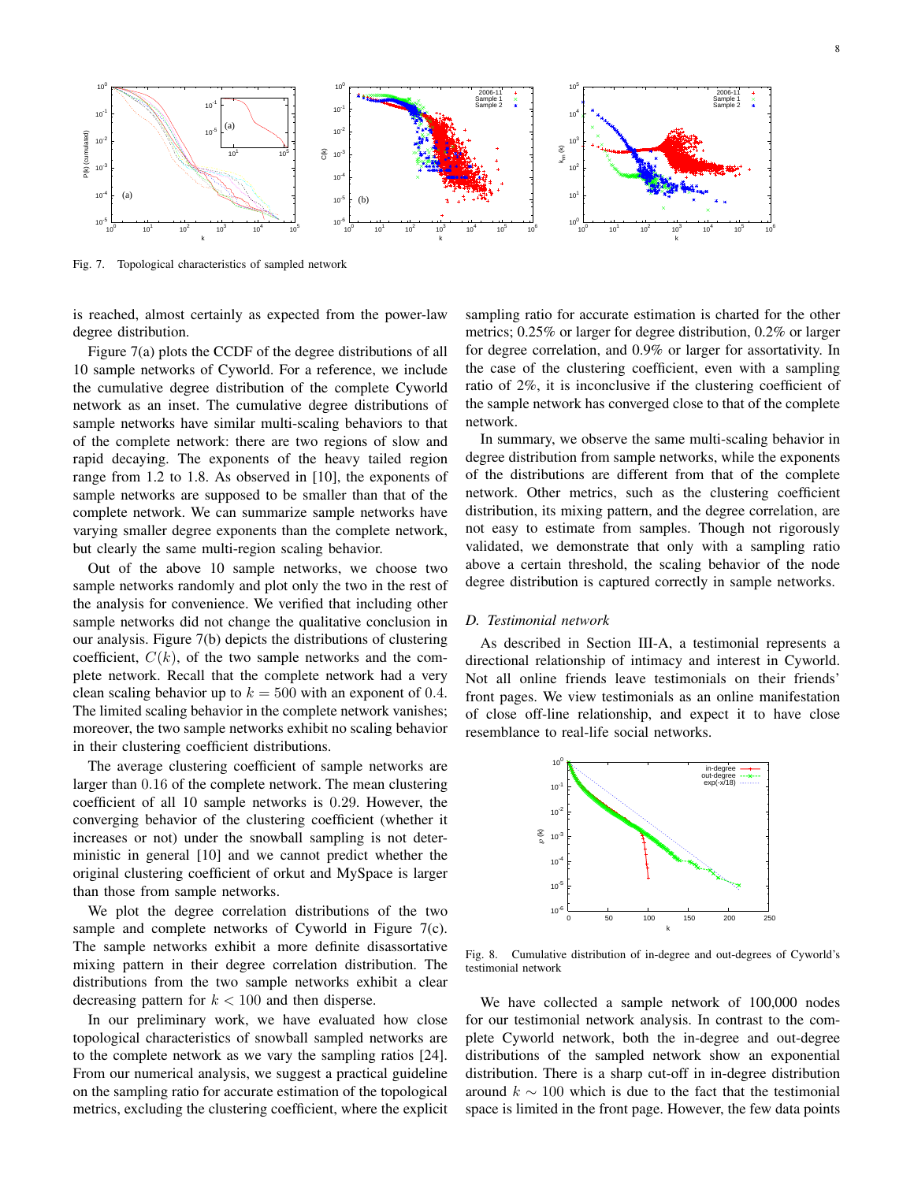Fig. 7. Topological characteristics of sampled network

is reached, almost certainly as expected from the power-law degree distribution.

Figure 7(a) plots the CCDF of the degree distributions of all 10 sample networks of Cyworld. For a reference, we include the cumulative degree distribution of the complete Cyworld network as an inset. The cumulative degree distributions of sample networks have similar multi-scaling behaviors to that of the complete network: there are two regions of slow and rapid decaying. The exponents of the heavy tailed region range from 1.2 to 1.8. As observed in [10], the exponents of sample networks are supposed to be smaller than that of the complete network. We can summarize sample networks have varying smaller degree exponents than the complete network, but clearly the same multi-region scaling behavior.

Out of the above 10 sample networks, we choose two sample networks randomly and plot only the two in the rest of the analysis for convenience. We verified that including other sample networks did not change the qualitative conclusion in our analysis. Figure 7(b) depicts the distributions of clustering coefficient, $C(k)$, of the two sample networks and the complete network. Recall that the complete network had a very clean scaling behavior up to $k = 500$ with an exponent of $0.4$. The limited scaling behavior in the complete network vanishes; moreover, the two sample networks exhibit no scaling behavior in their clustering coefficient distributions.

The average clustering coefficient of sample networks are larger than $0.16$ of the complete network. The mean clustering coefficient of all 10 sample networks is $0.29$. However, the converging behavior of the clustering coefficient (whether it increases or not) under the snowball sampling is not deterministic in general [10] and we cannot predict whether the original clustering coefficient of orkut and MySpace is larger than those from sample networks.

We plot the degree correlation distributions of the two sample and complete networks of Cyworld in Figure 7(c). The sample networks exhibit a more definite disassortative mixing pattern in their degree correlation distribution. The distributions from the two sample networks exhibit a clear decreasing pattern for $k < 100$ and then disperse.

In our preliminary work, we have evaluated how close topological characteristics of snowball sampled networks are to the complete network as we vary the sampling ratios [24]. From our numerical analysis, we suggest a practical guideline on the sampling ratio for accurate estimation of the topological metrics, excluding the clustering coefficient, where the explicit sampling ratio for accurate estimation is charted for the other metrics; 0.25% or larger for degree distribution, 0.2% or larger for degree correlation, and 0.9% or larger for assortativity. In the case of the clustering coefficient, even with a sampling ratio of 2%, it is inconclusive if the clustering coefficient of the sample network has converged close to that of the complete network.

In summary, we observe the same multi-scaling behavior in degree distribution from sample networks, while the exponents of the distributions are different from that of the complete network. Other metrics, such as the clustering coefficient distribution, its mixing pattern, and the degree correlation, are not easy to estimate from samples. Though not rigorously validated, we demonstrate that only with a sampling ratio above a certain threshold, the scaling behavior of the node degree distribution is captured correctly in sample networks.

### D. Testimonial network

As described in Section III-A, a testimonial represents a directional relationship of intimacy and interest in Cyworld. Not all online friends leave testimonials on their friends' front pages. We view testimonials as an online manifestation of close off-line relationship, and expect it to have close resemblance to real-life social networks.

Fig. 8. Cumulative distribution of in-degree and out-degrees of Cyworld's testimonial network

We have collected a sample network of 100,000 nodes for our testimonial network analysis. In contrast to the complete Cyworld network, both the in-degree and out-degree distributions of the sampled network show an exponential distribution. There is a sharp cut-off in in-degree distribution around $k \sim 100$ which is due to the fact that the testimonial space is limited in the front page. However, the few data points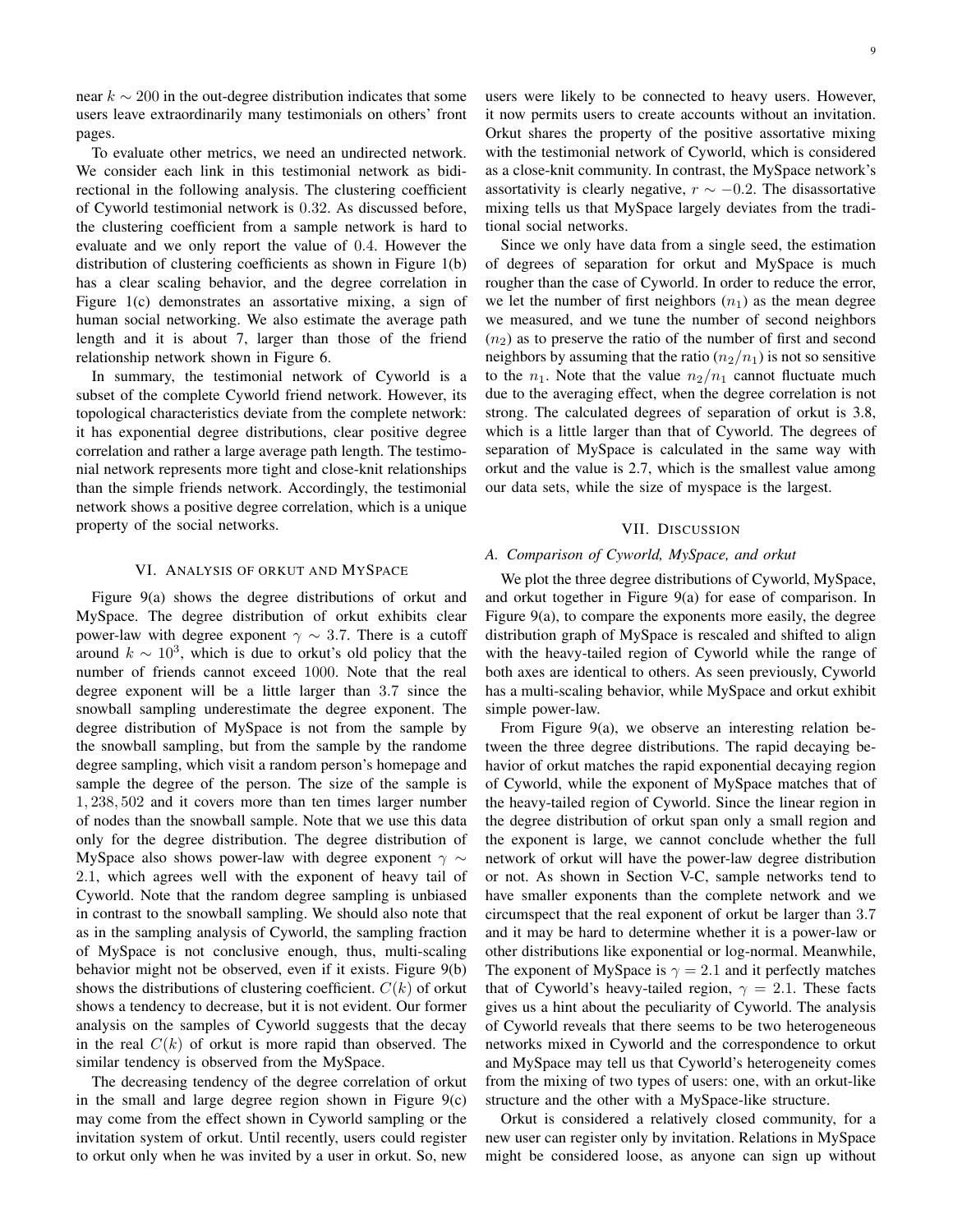near $k \sim 200$ in the out-degree distribution indicates that some users leave extraordinarily many testimonials on others' front pages.

To evaluate other metrics, we need an undirected network. We consider each link in this testimonial network as bidirectional in the following analysis. The clustering coefficient of Cyworld testimonial network is 0.32. As discussed before, the clustering coefficient from a sample network is hard to evaluate and we only report the value of 0.4. However the distribution of clustering coefficients as shown in Figure 1(b) has a clear scaling behavior, and the degree correlation in Figure 1(c) demonstrates an assortative mixing, a sign of human social networking. We also estimate the average path length and it is about 7, larger than those of the friend relationship network shown in Figure 6.

In summary, the testimonial network of Cyworld is a subset of the complete Cyworld friend network. However, its topological characteristics deviate from the complete network: it has exponential degree distributions, clear positive degree correlation and rather a large average path length. The testimonial network represents more tight and close-knit relationships than the simple friends network. Accordingly, the testimonial network shows a positive degree correlation, which is a unique property of the social networks.

## VI. Analysis of orkut and MySpace

Figure 9(a) shows the degree distributions of orkut and MySpace. The degree distribution of orkut exhibits clear power-law with degree exponent $\gamma \sim 3.7$. There is a cutoff around $k \sim 10^3$, which is due to orkut's old policy that the number of friends cannot exceed 1000. Note that the real degree exponent will be a little larger than 3.7 since the snowball sampling underestimate the degree exponent. The degree distribution of MySpace is not from the sample by the snowball sampling, but from the sample by the randome degree sampling, which visit a random person's homepage and sample the degree of the person. The size of the sample is 1,238,502 and it covers more than ten times larger number of nodes than the snowball sample. Note that we use this data only for the degree distribution. The degree distribution of MySpace also shows power-law with degree exponent $\gamma \sim 2.1$, which agrees well with the exponent of heavy tail of Cyworld. Note that the random degree sampling is unbiased in contrast to the snowball sampling. We should also note that as in the sampling analysis of Cyworld, the sampling fraction of MySpace is not conclusive enough, thus, multi-scaling behavior might not be observed, even if it exists. Figure 9(b) shows the distributions of clustering coefficient. $C(k)$ of orkut shows a tendency to decrease, but it is not evident. Our former analysis on the samples of Cyworld suggests that the decay in the real $C(k)$ of orkut is more rapid than observed. The similar tendency is observed from the MySpace.

The decreasing tendency of the degree correlation of orkut in the small and large degree region shown in Figure 9(c) may come from the effect shown in Cyworld sampling or the invitation system of orkut. Until recently, users could register to orkut only when he was invited by a user in orkut. So, new users were likely to be connected to heavy users. However, it now permits users to create accounts without an invitation. Orkut shares the property of the positive assortative mixing with the testimonial network of Cyworld, which is considered as a close-knit community. In contrast, the MySpace network's assortativity is clearly negative, $r \sim -0.2$. The disassortative mixing tells us that MySpace largely deviates from the traditional social networks.

Since we only have data from a single seed, the estimation of degrees of separation for orkut and MySpace is much rougher than the case of Cyworld. In order to reduce the error, we let the number of first neighbors ($n_1$) as the mean degree we measured, and we tune the number of second neighbors ($n_2$) as to preserve the ratio of the number of first and second neighbors by assuming that the ratio ($n_2/n_1$) is not so sensitive to the $n_1$. Note that the value $n_2/n_1$ cannot fluctuate much due to the averaging effect, when the degree correlation is not strong. The calculated degrees of separation of orkut is 3.8, which is a little larger than that of Cyworld. The degrees of separation of MySpace is calculated in the same way with orkut and the value is 2.7, which is the smallest value among our data sets, while the size of myspace is the largest.

## VII. Discussion

### A. Comparison of Cyworld, MySpace, and orkut

We plot the three degree distributions of Cyworld, MySpace, and orkut together in Figure 9(a) for ease of comparison. In Figure 9(a), to compare the exponents more easily, the degree distribution graph of MySpace is rescaled and shifted to align with the heavy-tailed region of Cyworld while the range of both axes are identical to others. As seen previously, Cyworld has a multi-scaling behavior, while MySpace and orkut exhibit simple power-law.

From Figure 9(a), we observe an interesting relation between the three degree distributions. The rapid decaying behavior of orkut matches the rapid exponential decaying region of Cyworld, while the exponent of MySpace matches that of the heavy-tailed region of Cyworld. Since the linear region in the degree distribution of orkut span only a small region and the exponent is large, we cannot conclude whether the full network of orkut will have the power-law degree distribution or not. As shown in Section V-C, sample networks tend to have smaller exponents than the complete network and we circumspect that the real exponent of orkut be larger than 3.7 and it may be hard to determine whether it is a power-law or other distributions like exponential or log-normal. Meanwhile, The exponent of MySpace is $\gamma = 2.1$ and it perfectly matches that of Cyworld's heavy-tailed region, $\gamma = 2.1$. These facts gives us a hint about the peculiarity of Cyworld. The analysis of Cyworld reveals that there seems to be two heterogeneous networks mixed in Cyworld and the correspondence to orkut and MySpace may tell us that Cyworld's heterogeneity comes from the mixing of two types of users: one, with an orkut-like structure and the other with a MySpace-like structure.

Orkut is considered a relatively closed community, for a new user can register only by invitation. Relations in MySpace might be considered loose, as anyone can sign up without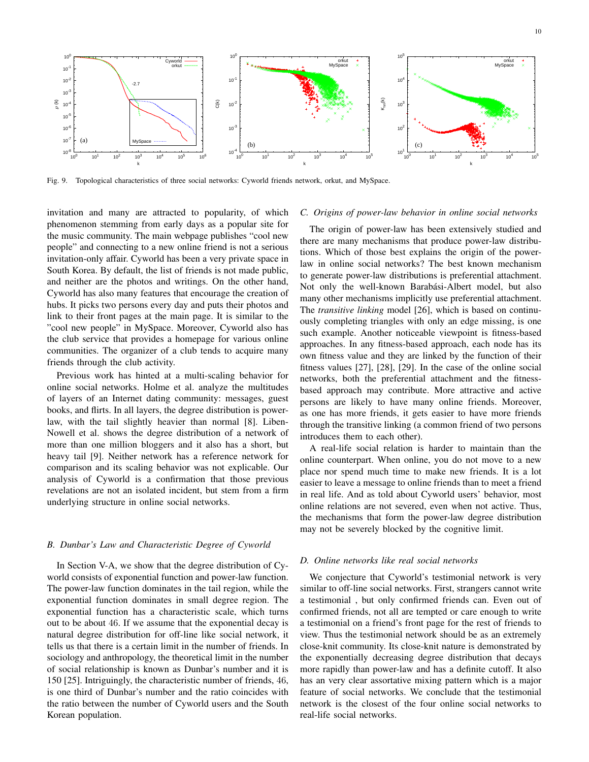Fig. 9. Topological characteristics of three social networks: Cyworld friends network, orkut, and MySpace.

invitation and many are attracted to popularity, of which phenomenon stemming from early days as a popular site for the music community. The main webpage publishes "cool new people" and connecting to a new online friend is not a serious invitation-only affair. Cyworld has been a very private space in South Korea. By default, the list of friends is not made public, and neither are the photos and writings. On the other hand, Cyworld has also many features that encourage the creation of hubs. It picks two persons every day and puts their photos and link to their front pages at the main page. It is similar to the "cool new people" in MySpace. Moreover, Cyworld also has the club service that provides a homepage for various online communities. The organizer of a club tends to acquire many friends through the club activity.

Previous work has hinted at a multi-scaling behavior for online social networks. Holme et al. analyze the multitudes of layers of an Internet dating community: messages, guest books, and flirts. In all layers, the degree distribution is power-law, with the tail slightly heavier than normal [8]. Liben-Nowell et al. shows the degree distribution of a network of more than one million bloggers and it also has a short, but heavy tail [9]. Neither network has a reference network for comparison and its scaling behavior was not explicable. Our analysis of Cyworld is a confirmation that those previous revelations are not an isolated incident, but stem from a firm underlying structure in online social networks.

### B. Dunbar's Law and Characteristic Degree of Cyworld

In Section V-A, we show that the degree distribution of Cyworld consists of exponential function and power-law function. The power-law function dominates in the tail region, while the exponential function dominates in small degree region. The exponential function has a characteristic scale, which turns out to be about 46. If we assume that the exponential decay is natural degree distribution for off-line like social network, it tells us that there is a certain limit in the number of friends. In sociology and anthropology, the theoretical limit in the number of social relationship is known as Dunbar's number and it is 150 [25]. Intriguingly, the characteristic number of friends, 46, is one third of Dunbar's number and the ratio coincides with the ratio between the number of Cyworld users and the South Korean population.

### C. Origins of power-law behavior in online social networks

The origin of power-law has been extensively studied and there are many mechanisms that produce power-law distributions. Which of those best explains the origin of the power-law in online social networks? The best known mechanism to generate power-law distributions is preferential attachment. Not only the well-known Barabási-Albert model, but also many other mechanisms implicitly use preferential attachment. The *transitive linking* model [26], which is based on continuously completing triangles with only an edge missing, is one such example. Another noticeable viewpoint is fitness-based approaches. In any fitness-based approach, each node has its own fitness value and they are linked by the function of their fitness values [27], [28], [29]. In the case of the online social networks, both the preferential attachment and the fitness-based approach may contribute. More attractive and active persons are likely to have many online friends. Moreover, as one has more friends, it gets easier to have more friends through the transitive linking (a common friend of two persons introduces them to each other).

A real-life social relation is harder to maintain than the online counterpart. When online, you do not move to a new place nor spend much time to make new friends. It is a lot easier to leave a message to online friends than to meet a friend in real life. And as told about Cyworld users' behavior, most online relations are not severed, even when not active. Thus, the mechanisms that form the power-law degree distribution may not be severely blocked by the cognitive limit.

### D. Online networks like real social networks

We conjecture that Cyworld's testimonial network is very similar to off-line social networks. First, strangers cannot write a testimonial , but only confirmed friends can. Even out of confirmed friends, not all are tempted or care enough to write a testimonial on a friend's front page for the rest of friends to view. Thus the testimonial network should be as an extremely close-knit community. Its close-knit nature is demonstrated by the exponentially decreasing degree distribution that decays more rapidly than power-law and has a definite cutoff. It also has an very clear assortative mixing pattern which is a major feature of social networks. We conclude that the testimonial network is the closest of the four online social networks to real-life social networks.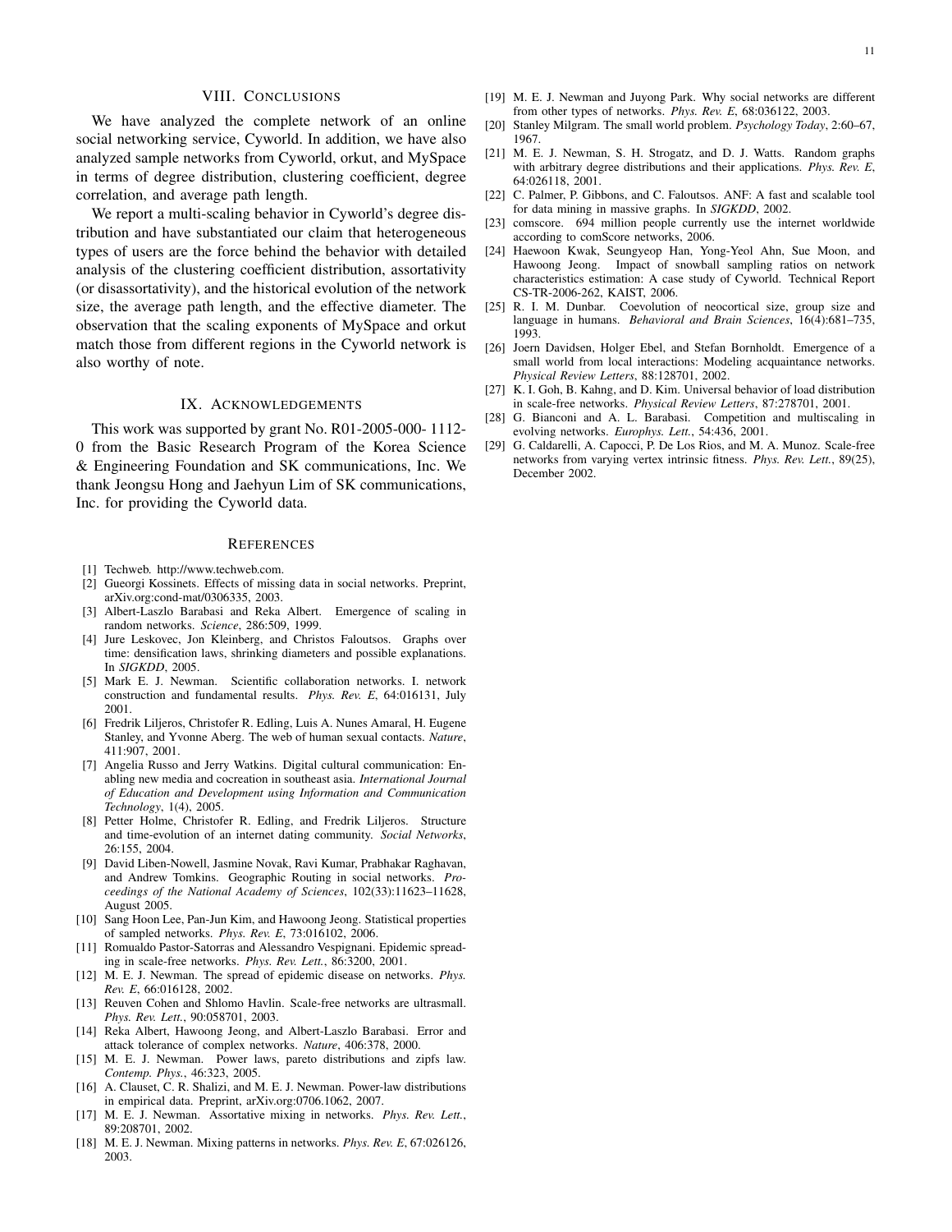## VIII. Conclusions

We have analyzed the complete network of an online social networking service, Cyworld. In addition, we have also analyzed sample networks from Cyworld, orkut, and MySpace in terms of degree distribution, clustering coefficient, degree correlation, and average path length.

We report a multi-scaling behavior in Cyworld's degree distribution and have substantiated our claim that heterogeneous types of users are the force behind the behavior with detailed analysis of the clustering coefficient distribution, assortativity (or disassortativity), and the historical evolution of the network size, the average path length, and the effective diameter. The observation that the scaling exponents of MySpace and orkut match those from different regions in the Cyworld network is also worthy of note.

## IX. Acknowledgements

This work was supported by grant No. R01-2005-000- 1112-0 from the Basic Research Program of the Korea Science & Engineering Foundation and SK communications, Inc. We thank Jeongsu Hong and Jaehyun Lim of SK communications, Inc. for providing the Cyworld data.

## References

[1] Techweb. http://www.techweb.com.

[2] Gueorgi Kossinets. Effects of missing data in social networks. Preprint, arXiv.org:cond-mat/0306335, 2003.

[3] Albert-Laszlo Barabasi and Reka Albert. Emergence of scaling in random networks. *Science*, 286:509, 1999.

[4] Jure Leskovec, Jon Kleinberg, and Christos Faloutsos. Graphs over time: densification laws, shrinking diameters and possible explanations. In *SIGKDD*, 2005.

[5] Mark E. J. Newman. Scientific collaboration networks. I. network construction and fundamental results. *Phys. Rev. E*, 64:016131, July 2001.

[6] Fredrik Liljeros, Christofer R. Edling, Luis A. Nunes Amaral, H. Eugene Stanley, and Yvonne Aberg. The web of human sexual contacts. *Nature*, 411:907, 2001.

[7] Angelia Russo and Jerry Watkins. Digital cultural communication: Enabling new media and cocreation in southeast asia. *International Journal of Education and Development using Information and Communication Technology*, 1(4), 2005.

[8] Petter Holme, Christofer R. Edling, and Fredrik Liljeros. Structure and time-evolution of an internet dating community. *Social Networks*, 26:155, 2004.

[9] David Liben-Nowell, Jasmine Novak, Ravi Kumar, Prabhakar Raghavan, and Andrew Tomkins. Geographic Routing in social networks. *Proceedings of the National Academy of Sciences*, 102(33):11623–11628, August 2005.

[10] Sang Hoon Lee, Pan-Jun Kim, and Hawoong Jeong. Statistical properties of sampled networks. *Phys. Rev. E*, 73:016102, 2006.

[11] Romualdo Pastor-Satorras and Alessandro Vespignani. Epidemic spreading in scale-free networks. *Phys. Rev. Lett.*, 86:3200, 2001.

[12] M. E. J. Newman. The spread of epidemic disease on networks. *Phys. Rev. E*, 66:016128, 2002.

[13] Reuven Cohen and Shlomo Havlin. Scale-free networks are ultrasmall. *Phys. Rev. Lett.*, 90:058701, 2003.

[14] Reka Albert, Hawoong Jeong, and Albert-Laszlo Barabasi. Error and attack tolerance of complex networks. *Nature*, 406:378, 2000.

[15] M. E. J. Newman. Power laws, pareto distributions and zipfs law. *Contemp. Phys.*, 46:323, 2005.

[16] A. Clauset, C. R. Shalizi, and M. E. J. Newman. Power-law distributions in empirical data. Preprint, arXiv.org:0706.1062, 2007.

[17] M. E. J. Newman. Assortative mixing in networks. *Phys. Rev. Lett.*, 89:208701, 2002.

[18] M. E. J. Newman. Mixing patterns in networks. *Phys. Rev. E*, 67:026126, 2003.

[19] M. E. J. Newman and Juyong Park. Why social networks are different from other types of networks. *Phys. Rev. E*, 68:036122, 2003.

[20] Stanley Milgram. The small world problem. *Psychology Today*, 2:60–67, 1967.

[21] M. E. J. Newman, S. H. Strogatz, and D. J. Watts. Random graphs with arbitrary degree distributions and their applications. *Phys. Rev. E*, 64:026118, 2001.

[22] C. Palmer, P. Gibbons, and C. Faloutsos. ANF: A fast and scalable tool for data mining in massive graphs. In *SIGKDD*, 2002.

[23] comscore. 694 million people currently use the internet worldwide according to comScore networks, 2006.

[24] Haewoon Kwak, Seungyeop Han, Yong-Yeol Ahn, Sue Moon, and Hawoong Jeong. Impact of snowball sampling ratios on network characteristics estimation: A case study of Cyworld. Technical Report CS-TR-2006-262, KAIST, 2006.

[25] R. I. M. Dunbar. Coevolution of neocortical size, group size and language in humans. *Behavioral and Brain Sciences*, 16(4):681–735, 1993.

[26] Joern Davidsen, Holger Ebel, and Stefan Bornholdt. Emergence of a small world from local interactions: Modeling acquaintance networks. *Physical Review Letters*, 88:128701, 2002.

[27] K. I. Goh, B. Kahng, and D. Kim. Universal behavior of load distribution in scale-free networks. *Physical Review Letters*, 87:278701, 2001.

[28] G. Bianconi and A. L. Barabasi. Competition and multiscaling in evolving networks. *Europhys. Lett.*, 54:436, 2001.

[29] G. Caldarelli, A. Capocci, P. De Los Rios, and M. A. Munoz. Scale-free networks from varying vertex intrinsic fitness. *Phys. Rev. Lett.*, 89(25), December 2002.